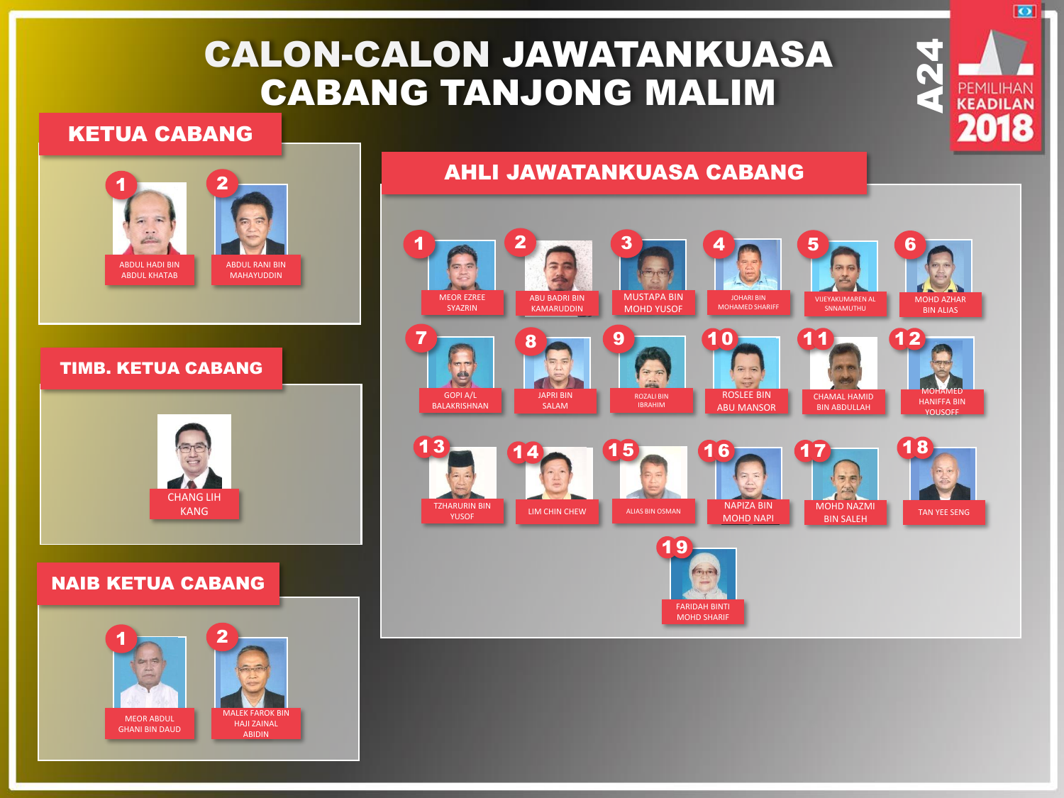# CALON-CALON JAWATANKUASA CABANG TANJONG MALIM

A24

PEMILIHAN KEADILAN 2018

## KETUA CABANG

1. ABDUL HADI BIN ABDUL KHATAB
2. ABDUL RANI BIN MAHAYUDDIN

## TIMB. KETUA CABANG

CHANG LIH KANG

## NAIB KETUA CABANG

1. MEOR ABDUL GHANI BIN DAUD
2. MALEK FAROK BIN HAJI ZAINAL ABIDIN

## AHLI JAWATANKUASA CABANG

1. MEOR EZREE SYAZRIN
2. ABU BADRI BIN KAMARUDDIN
3. MUSTAPA BIN MOHD YUSOF
4. JOHARI BIN MOHAMED SHARIFF
5. VIJEYAKUMAREN AL SNNAMUTHU
6. MOHD AZHAR BIN ALIAS
7. GOPI A/L BALAKRISHNAN
8. JAPRI BIN SALAM
9. ROZALI BIN IBRAHIM
10. ROSLEE BIN ABU MANSOR
11. CHAMAL HAMID BIN ABDULLAH
12. MOHAMED HANIFFA BIN YOUSOFF
13. TZHARURIN BIN YUSOF
14. LIM CHIN CHEW
15. ALIAS BIN OSMAN
16. NAPIZA BIN MOHD NAPI
17. MOHD NAZMI BIN SALEH
18. TAN YEE SENG
19. FARIDAH BINTI MOHD SHARIF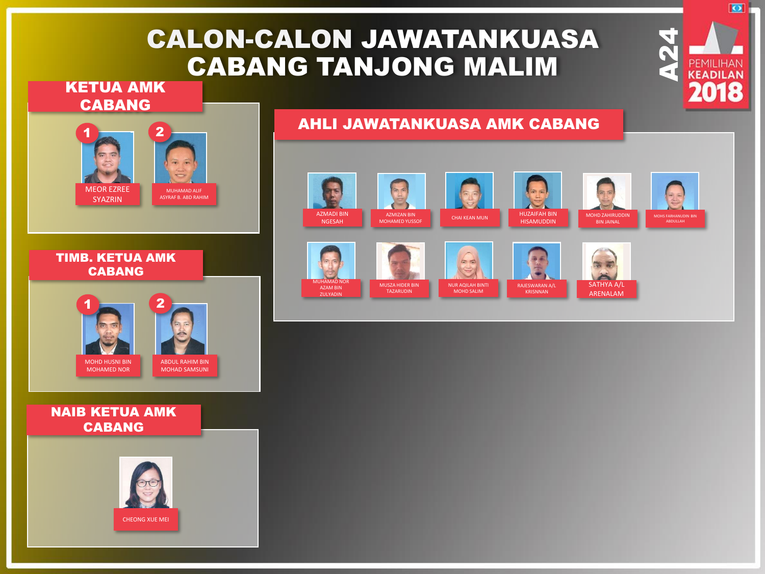# CALON-CALON JAWATANKUASA CABANG TANJONG MALIM

A24

PEMILIHAN KEADILAN 2018

## KETUA AMK CABANG

1. MEOR EZREE SYAZRIN
2. MUHAMAD ALIF ASYRAF B. ABD RAHIM

## TIMB. KETUA AMK CABANG

1. MOHD HUSNI BIN MOHAMED NOR
2. ABDUL RAHIM BIN MOHAD SAMSUNI

## NAIB KETUA AMK CABANG

CHEONG XUE MEI

## AHLI JAWATANKUASA AMK CABANG

- AZMADI BIN NGESAH
- AZMIZAN BIN MOHAMED YUSSOF
- CHAI KEAN MUN
- HUZAIFAH BIN HISAMUDDIN
- MOHD ZAHIRUDDIN BIN JAINAL
- MOHS FARHANUDIN BIN ABDULLAH
- MUHAMAD NOR AZAM BIN ZULYADIN
- MUSZA HIDER BIN TAZARUDIN
- NUR AQILAH BINTI MOHD SALIM
- RAJESWARAN A/L KRISNNAN
- SATHYA A/L ARENALAM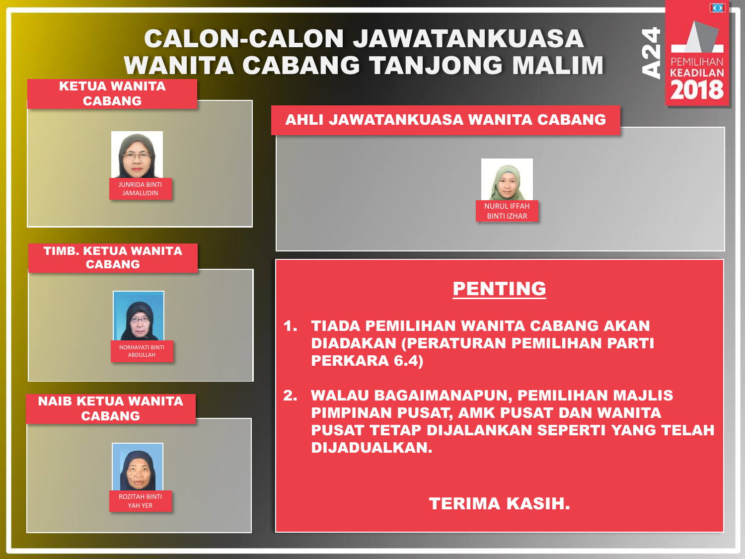# CALON-CALON JAWATANKUASA WANITA CABANG TANJONG MALIM

A24

PEMILIHAN KEADILAN 2018

## KETUA WANITA CABANG

JUNRIDA BINTI JAMALUDIN

## TIMB. KETUA WANITA CABANG

NORHAYATI BINTI ABDULLAH

## NAIB KETUA WANITA CABANG

ROZITAH BINTI YAH YER

## AHLI JAWATANKUASA WANITA CABANG

NURUL IFFAH BINTI IZHAR

## PENTING

1. **TIADA PEMILIHAN WANITA CABANG AKAN DIADAKAN (PERATURAN PEMILIHAN PARTI PERKARA 6.4)**
2. **WALAU BAGAIMANAPUN, PEMILIHAN MAJLIS PIMPINAN PUSAT, AMK PUSAT DAN WANITA PUSAT TETAP DIJALANKAN SEPERTI YANG TELAH DIJADUALKAN.**

**TERIMA KASIH.**